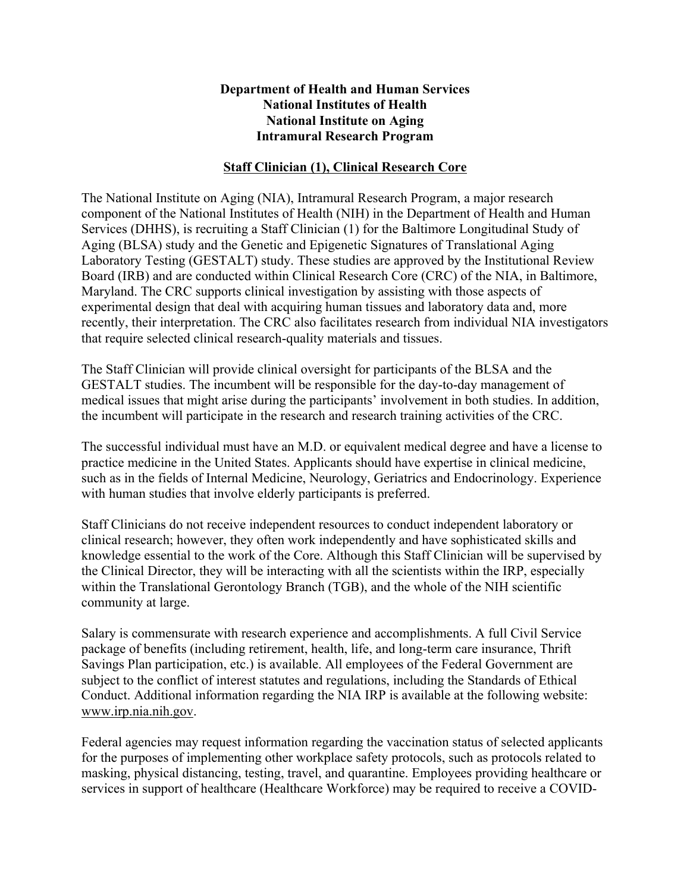**Department of Health and Human Services**
**National Institutes of Health**
**National Institute on Aging**
**Intramural Research Program**

## Staff Clinician (1), Clinical Research Core

The National Institute on Aging (NIA), Intramural Research Program, a major research component of the National Institutes of Health (NIH) in the Department of Health and Human Services (DHHS), is recruiting a Staff Clinician (1) for the Baltimore Longitudinal Study of Aging (BLSA) study and the Genetic and Epigenetic Signatures of Translational Aging Laboratory Testing (GESTALT) study. These studies are approved by the Institutional Review Board (IRB) and are conducted within Clinical Research Core (CRC) of the NIA, in Baltimore, Maryland. The CRC supports clinical investigation by assisting with those aspects of experimental design that deal with acquiring human tissues and laboratory data and, more recently, their interpretation. The CRC also facilitates research from individual NIA investigators that require selected clinical research-quality materials and tissues.

The Staff Clinician will provide clinical oversight for participants of the BLSA and the GESTALT studies. The incumbent will be responsible for the day-to-day management of medical issues that might arise during the participants' involvement in both studies. In addition, the incumbent will participate in the research and research training activities of the CRC.

The successful individual must have an M.D. or equivalent medical degree and have a license to practice medicine in the United States. Applicants should have expertise in clinical medicine, such as in the fields of Internal Medicine, Neurology, Geriatrics and Endocrinology. Experience with human studies that involve elderly participants is preferred.

Staff Clinicians do not receive independent resources to conduct independent laboratory or clinical research; however, they often work independently and have sophisticated skills and knowledge essential to the work of the Core. Although this Staff Clinician will be supervised by the Clinical Director, they will be interacting with all the scientists within the IRP, especially within the Translational Gerontology Branch (TGB), and the whole of the NIH scientific community at large.

Salary is commensurate with research experience and accomplishments. A full Civil Service package of benefits (including retirement, health, life, and long-term care insurance, Thrift Savings Plan participation, etc.) is available. All employees of the Federal Government are subject to the conflict of interest statutes and regulations, including the Standards of Ethical Conduct. Additional information regarding the NIA IRP is available at the following website: www.irp.nia.nih.gov.

Federal agencies may request information regarding the vaccination status of selected applicants for the purposes of implementing other workplace safety protocols, such as protocols related to masking, physical distancing, testing, travel, and quarantine. Employees providing healthcare or services in support of healthcare (Healthcare Workforce) may be required to receive a COVID-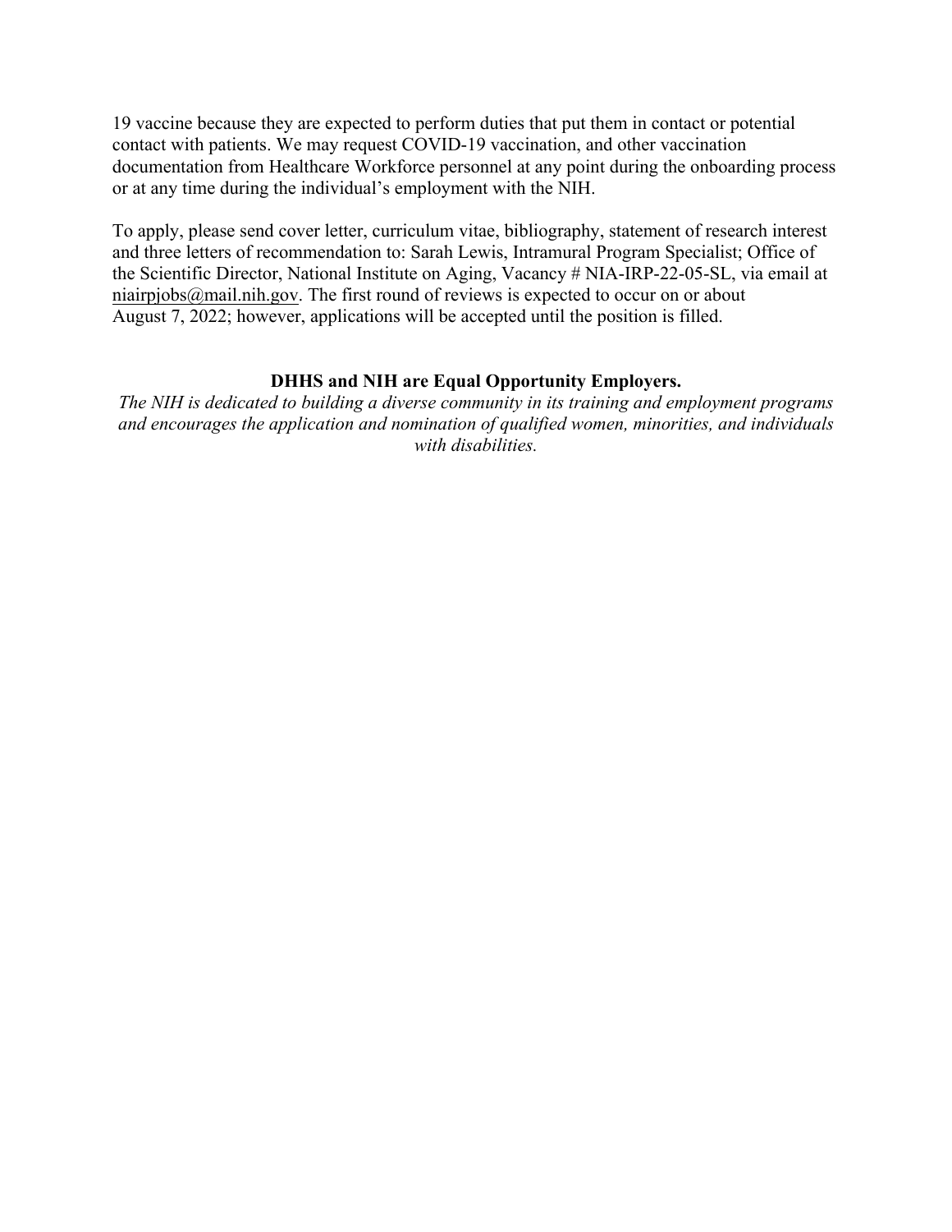19 vaccine because they are expected to perform duties that put them in contact or potential contact with patients. We may request COVID-19 vaccination, and other vaccination documentation from Healthcare Workforce personnel at any point during the onboarding process or at any time during the individual's employment with the NIH.

To apply, please send cover letter, curriculum vitae, bibliography, statement of research interest and three letters of recommendation to: Sarah Lewis, Intramural Program Specialist; Office of the Scientific Director, National Institute on Aging, Vacancy # NIA-IRP-22-05-SL, via email at niairpjobs@mail.nih.gov. The first round of reviews is expected to occur on or about August 7, 2022; however, applications will be accepted until the position is filled.

**DHHS and NIH are Equal Opportunity Employers.**

*The NIH is dedicated to building a diverse community in its training and employment programs and encourages the application and nomination of qualified women, minorities, and individuals with disabilities.*